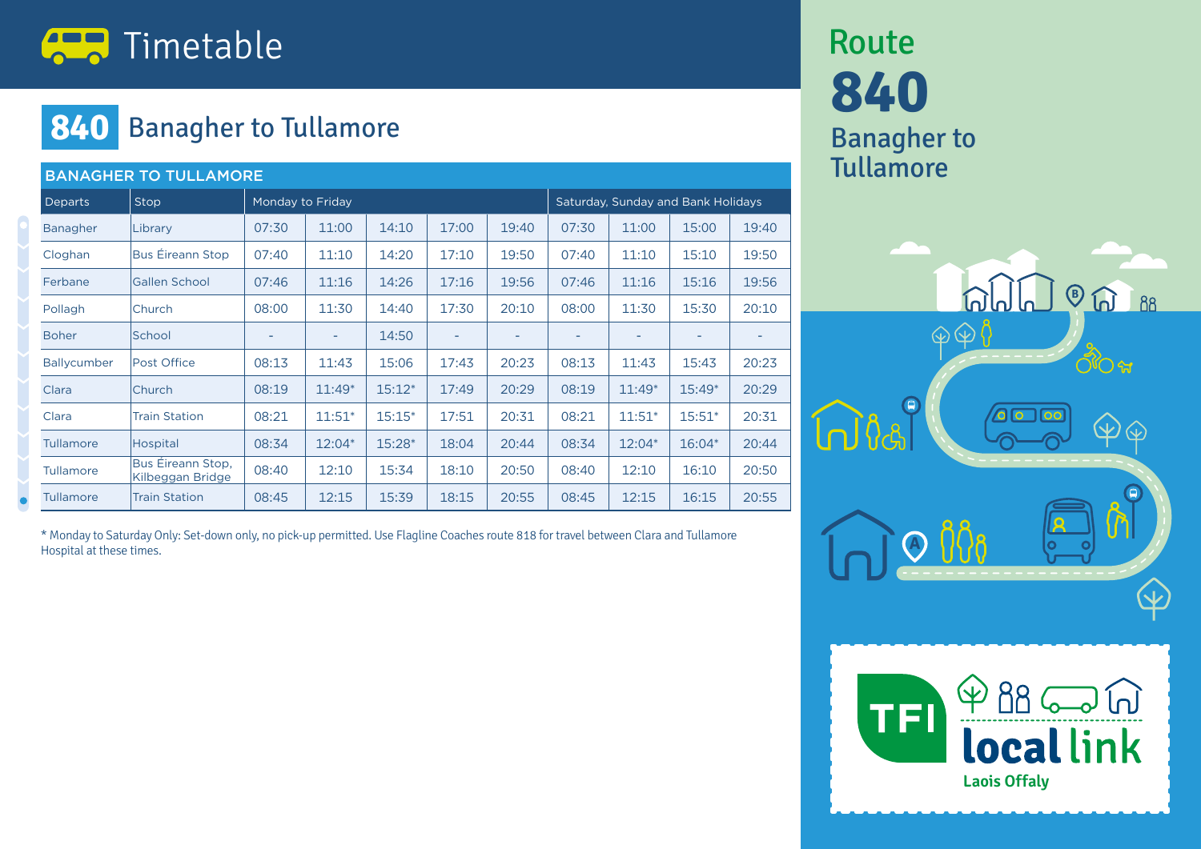# Timetable

## 840 Banagher to Tullamore

| BANAGHER TO TULLAMORE | | | | | | | | | | |
|---|---|---|---|---|---|---|---|---|---|---|
| Departs | Stop | Monday to Friday | | | | | Saturday, Sunday and Bank Holidays | | | |
| Banagher | Library | 07:30 | 11:00 | 14:10 | 17:00 | 19:40 | 07:30 | 11:00 | 15:00 | 19:40 |
| Cloghan | Bus Éireann Stop | 07:40 | 11:10 | 14:20 | 17:10 | 19:50 | 07:40 | 11:10 | 15:10 | 19:50 |
| Ferbane | Gallen School | 07:46 | 11:16 | 14:26 | 17:16 | 19:56 | 07:46 | 11:16 | 15:16 | 19:56 |
| Pollagh | Church | 08:00 | 11:30 | 14:40 | 17:30 | 20:10 | 08:00 | 11:30 | 15:30 | 20:10 |
| Boher | School | - | - | 14:50 | - | - | - | - | - | - |
| Ballycumber | Post Office | 08:13 | 11:43 | 15:06 | 17:43 | 20:23 | 08:13 | 11:43 | 15:43 | 20:23 |
| Clara | Church | 08:19 | 11:49* | 15:12* | 17:49 | 20:29 | 08:19 | 11:49* | 15:49* | 20:29 |
| Clara | Train Station | 08:21 | 11:51* | 15:15* | 17:51 | 20:31 | 08:21 | 11:51* | 15:51* | 20:31 |
| Tullamore | Hospital | 08:34 | 12:04* | 15:28* | 18:04 | 20:44 | 08:34 | 12:04* | 16:04* | 20:44 |
| Tullamore | Bus Éireann Stop, Kilbeggan Bridge | 08:40 | 12:10 | 15:34 | 18:10 | 20:50 | 08:40 | 12:10 | 16:10 | 20:50 |
| Tullamore | Train Station | 08:45 | 12:15 | 15:39 | 18:15 | 20:55 | 08:45 | 12:15 | 16:15 | 20:55 |

* Monday to Saturday Only: Set-down only, no pick-up permitted. Use Flagline Coaches route 818 for travel between Clara and Tullamore Hospital at these times.

Route **840** Banagher to Tullamore

TFI local link Laois Offaly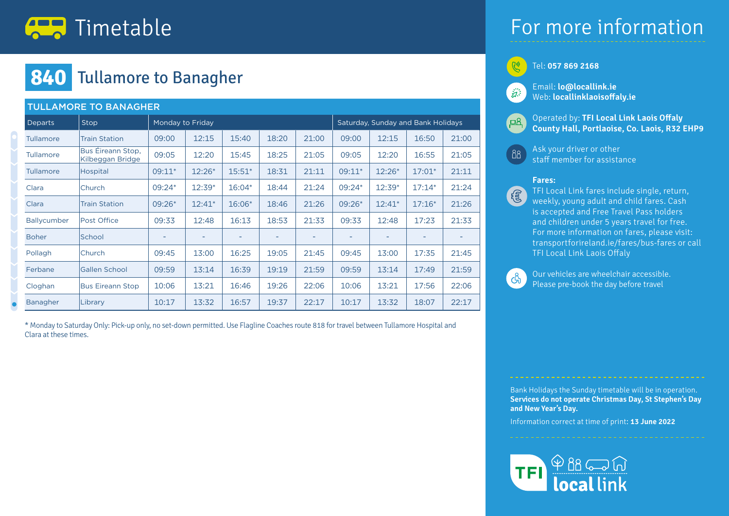# Timetable

## 840 Tullamore to Banagher

### TULLAMORE TO BANAGHER

| Departs | Stop | Monday to Friday | | | | | Saturday, Sunday and Bank Holidays | | | |
|---|---|---|---|---|---|---|---|---|---|---|
| Tullamore | Train Station | 09:00 | 12:15 | 15:40 | 18:20 | 21:00 | 09:00 | 12:15 | 16:50 | 21:00 |
| Tullamore | Bus Éireann Stop, Kilbeggan Bridge | 09:05 | 12:20 | 15:45 | 18:25 | 21:05 | 09:05 | 12:20 | 16:55 | 21:05 |
| Tullamore | Hospital | 09:11* | 12:26* | 15:51* | 18:31 | 21:11 | 09:11* | 12:26* | 17:01* | 21:11 |
| Clara | Church | 09:24* | 12:39* | 16:04* | 18:44 | 21:24 | 09:24* | 12:39* | 17:14* | 21:24 |
| Clara | Train Station | 09:26* | 12:41* | 16:06* | 18:46 | 21:26 | 09:26* | 12:41* | 17:16* | 21:26 |
| Ballycumber | Post Office | 09:33 | 12:48 | 16:13 | 18:53 | 21:33 | 09:33 | 12:48 | 17:23 | 21:33 |
| Boher | School | - | - | - | - | - | - | - | - | - |
| Pollagh | Church | 09:45 | 13:00 | 16:25 | 19:05 | 21:45 | 09:45 | 13:00 | 17:35 | 21:45 |
| Ferbane | Gallen School | 09:59 | 13:14 | 16:39 | 19:19 | 21:59 | 09:59 | 13:14 | 17:49 | 21:59 |
| Cloghan | Bus Eireann Stop | 10:06 | 13:21 | 16:46 | 19:26 | 22:06 | 10:06 | 13:21 | 17:56 | 22:06 |
| Banagher | Library | 10:17 | 13:32 | 16:57 | 19:37 | 22:17 | 10:17 | 13:32 | 18:07 | 22:17 |

* Monday to Saturday Only: Pick-up only, no set-down permitted. Use Flagline Coaches route 818 for travel between Tullamore Hospital and Clara at these times.

# For more information

Tel: **057 869 2168**

Email: **lo@locallink.ie**
Web: **locallinklaoisoffaly.ie**

Operated by: **TFI Local Link Laois Offaly County Hall, Portlaoise, Co. Laois, R32 EHP9**

Ask your driver or other staff member for assistance

**Fares:**
TFI Local Link fares include single, return, weekly, young adult and child fares. Cash is accepted and Free Travel Pass holders and children under 5 years travel for free. For more information on fares, please visit: transportforireland.ie/fares/bus-fares or call TFI Local Link Laois Offaly

Our vehicles are wheelchair accessible. Please pre-book the day before travel

Bank Holidays the Sunday timetable will be in operation. **Services do not operate Christmas Day, St Stephen's Day and New Year's Day.**

Information correct at time of print: **13 June 2022**

TFI local link